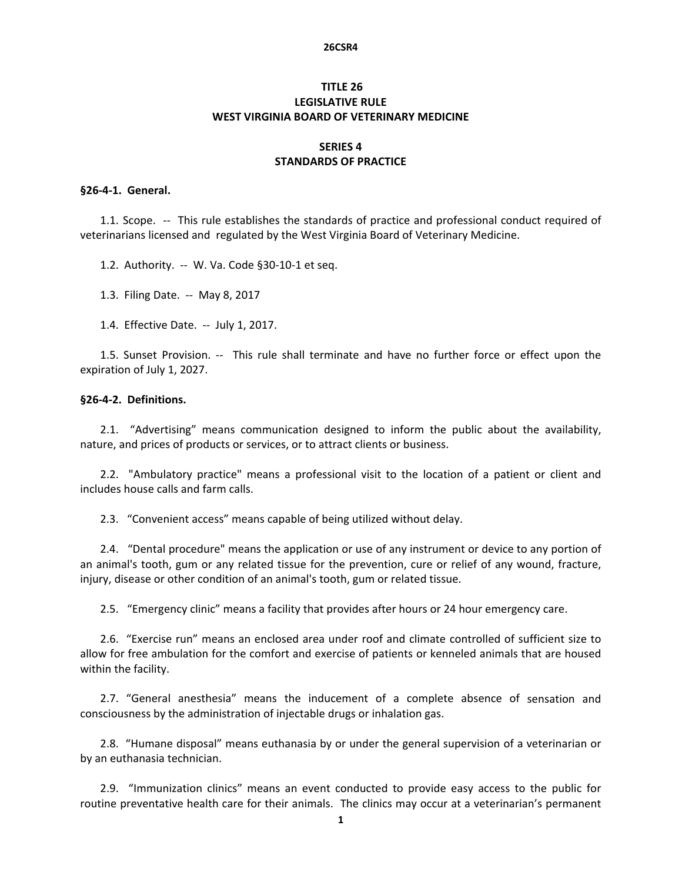# TITLE 26
# LEGISLATIVE RULE
# WEST VIRGINIA BOARD OF VETERINARY MEDICINE

## SERIES 4
## STANDARDS OF PRACTICE

### §26-4-1. General.

1.1. Scope. -- This rule establishes the standards of practice and professional conduct required of veterinarians licensed and regulated by the West Virginia Board of Veterinary Medicine.

1.2. Authority. -- W. Va. Code §30-10-1 et seq.

1.3. Filing Date. -- May 8, 2017

1.4. Effective Date. -- July 1, 2017.

1.5. Sunset Provision. -- This rule shall terminate and have no further force or effect upon the expiration of July 1, 2027.

### §26-4-2. Definitions.

2.1. "Advertising" means communication designed to inform the public about the availability, nature, and prices of products or services, or to attract clients or business.

2.2. "Ambulatory practice" means a professional visit to the location of a patient or client and includes house calls and farm calls.

2.3. "Convenient access" means capable of being utilized without delay.

2.4. "Dental procedure" means the application or use of any instrument or device to any portion of an animal's tooth, gum or any related tissue for the prevention, cure or relief of any wound, fracture, injury, disease or other condition of an animal's tooth, gum or related tissue.

2.5. "Emergency clinic" means a facility that provides after hours or 24 hour emergency care.

2.6. "Exercise run" means an enclosed area under roof and climate controlled of sufficient size to allow for free ambulation for the comfort and exercise of patients or kenneled animals that are housed within the facility.

2.7. "General anesthesia" means the inducement of a complete absence of sensation and consciousness by the administration of injectable drugs or inhalation gas.

2.8. "Humane disposal" means euthanasia by or under the general supervision of a veterinarian or by an euthanasia technician.

2.9. "Immunization clinics" means an event conducted to provide easy access to the public for routine preventative health care for their animals. The clinics may occur at a veterinarian's permanent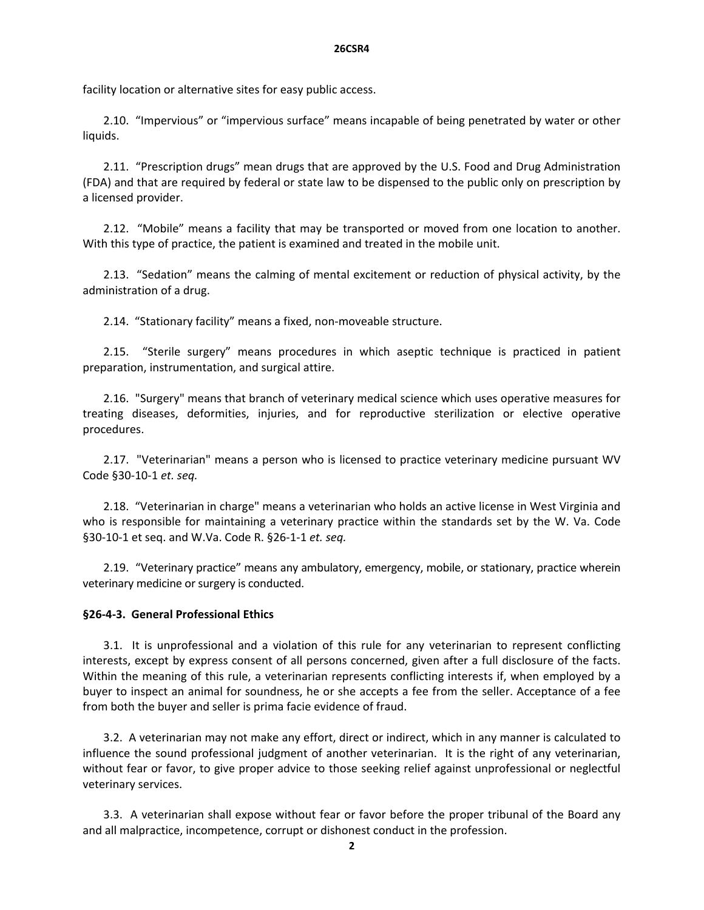facility location or alternative sites for easy public access.

2.10. "Impervious" or "impervious surface" means incapable of being penetrated by water or other liquids.

2.11. "Prescription drugs" mean drugs that are approved by the U.S. Food and Drug Administration (FDA) and that are required by federal or state law to be dispensed to the public only on prescription by a licensed provider.

2.12. "Mobile" means a facility that may be transported or moved from one location to another. With this type of practice, the patient is examined and treated in the mobile unit.

2.13. "Sedation" means the calming of mental excitement or reduction of physical activity, by the administration of a drug.

2.14. "Stationary facility" means a fixed, non-moveable structure.

2.15. "Sterile surgery" means procedures in which aseptic technique is practiced in patient preparation, instrumentation, and surgical attire.

2.16. "Surgery" means that branch of veterinary medical science which uses operative measures for treating diseases, deformities, injuries, and for reproductive sterilization or elective operative procedures.

2.17. "Veterinarian" means a person who is licensed to practice veterinary medicine pursuant WV Code §30-10-1 *et. seq.*

2.18. "Veterinarian in charge" means a veterinarian who holds an active license in West Virginia and who is responsible for maintaining a veterinary practice within the standards set by the W. Va. Code §30-10-1 et seq. and W.Va. Code R. §26-1-1 *et. seq.*

2.19. "Veterinary practice" means any ambulatory, emergency, mobile, or stationary, practice wherein veterinary medicine or surgery is conducted.

**§26-4-3. General Professional Ethics**

3.1. It is unprofessional and a violation of this rule for any veterinarian to represent conflicting interests, except by express consent of all persons concerned, given after a full disclosure of the facts. Within the meaning of this rule, a veterinarian represents conflicting interests if, when employed by a buyer to inspect an animal for soundness, he or she accepts a fee from the seller. Acceptance of a fee from both the buyer and seller is prima facie evidence of fraud.

3.2. A veterinarian may not make any effort, direct or indirect, which in any manner is calculated to influence the sound professional judgment of another veterinarian. It is the right of any veterinarian, without fear or favor, to give proper advice to those seeking relief against unprofessional or neglectful veterinary services.

3.3. A veterinarian shall expose without fear or favor before the proper tribunal of the Board any and all malpractice, incompetence, corrupt or dishonest conduct in the profession.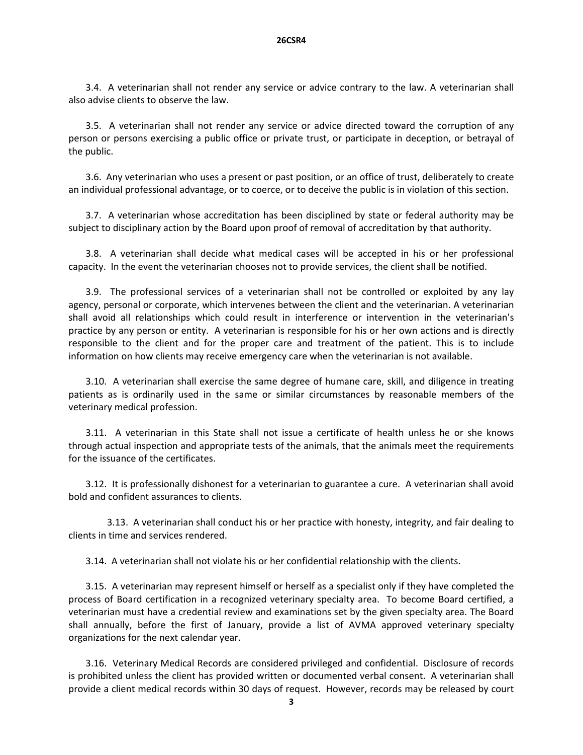3.4. A veterinarian shall not render any service or advice contrary to the law. A veterinarian shall also advise clients to observe the law.

3.5. A veterinarian shall not render any service or advice directed toward the corruption of any person or persons exercising a public office or private trust, or participate in deception, or betrayal of the public.

3.6. Any veterinarian who uses a present or past position, or an office of trust, deliberately to create an individual professional advantage, or to coerce, or to deceive the public is in violation of this section.

3.7. A veterinarian whose accreditation has been disciplined by state or federal authority may be subject to disciplinary action by the Board upon proof of removal of accreditation by that authority.

3.8. A veterinarian shall decide what medical cases will be accepted in his or her professional capacity. In the event the veterinarian chooses not to provide services, the client shall be notified.

3.9. The professional services of a veterinarian shall not be controlled or exploited by any lay agency, personal or corporate, which intervenes between the client and the veterinarian. A veterinarian shall avoid all relationships which could result in interference or intervention in the veterinarian's practice by any person or entity. A veterinarian is responsible for his or her own actions and is directly responsible to the client and for the proper care and treatment of the patient. This is to include information on how clients may receive emergency care when the veterinarian is not available.

3.10. A veterinarian shall exercise the same degree of humane care, skill, and diligence in treating patients as is ordinarily used in the same or similar circumstances by reasonable members of the veterinary medical profession.

3.11. A veterinarian in this State shall not issue a certificate of health unless he or she knows through actual inspection and appropriate tests of the animals, that the animals meet the requirements for the issuance of the certificates.

3.12. It is professionally dishonest for a veterinarian to guarantee a cure. A veterinarian shall avoid bold and confident assurances to clients.

3.13. A veterinarian shall conduct his or her practice with honesty, integrity, and fair dealing to clients in time and services rendered.

3.14. A veterinarian shall not violate his or her confidential relationship with the clients.

3.15. A veterinarian may represent himself or herself as a specialist only if they have completed the process of Board certification in a recognized veterinary specialty area. To become Board certified, a veterinarian must have a credential review and examinations set by the given specialty area. The Board shall annually, before the first of January, provide a list of AVMA approved veterinary specialty organizations for the next calendar year.

3.16. Veterinary Medical Records are considered privileged and confidential. Disclosure of records is prohibited unless the client has provided written or documented verbal consent. A veterinarian shall provide a client medical records within 30 days of request. However, records may be released by court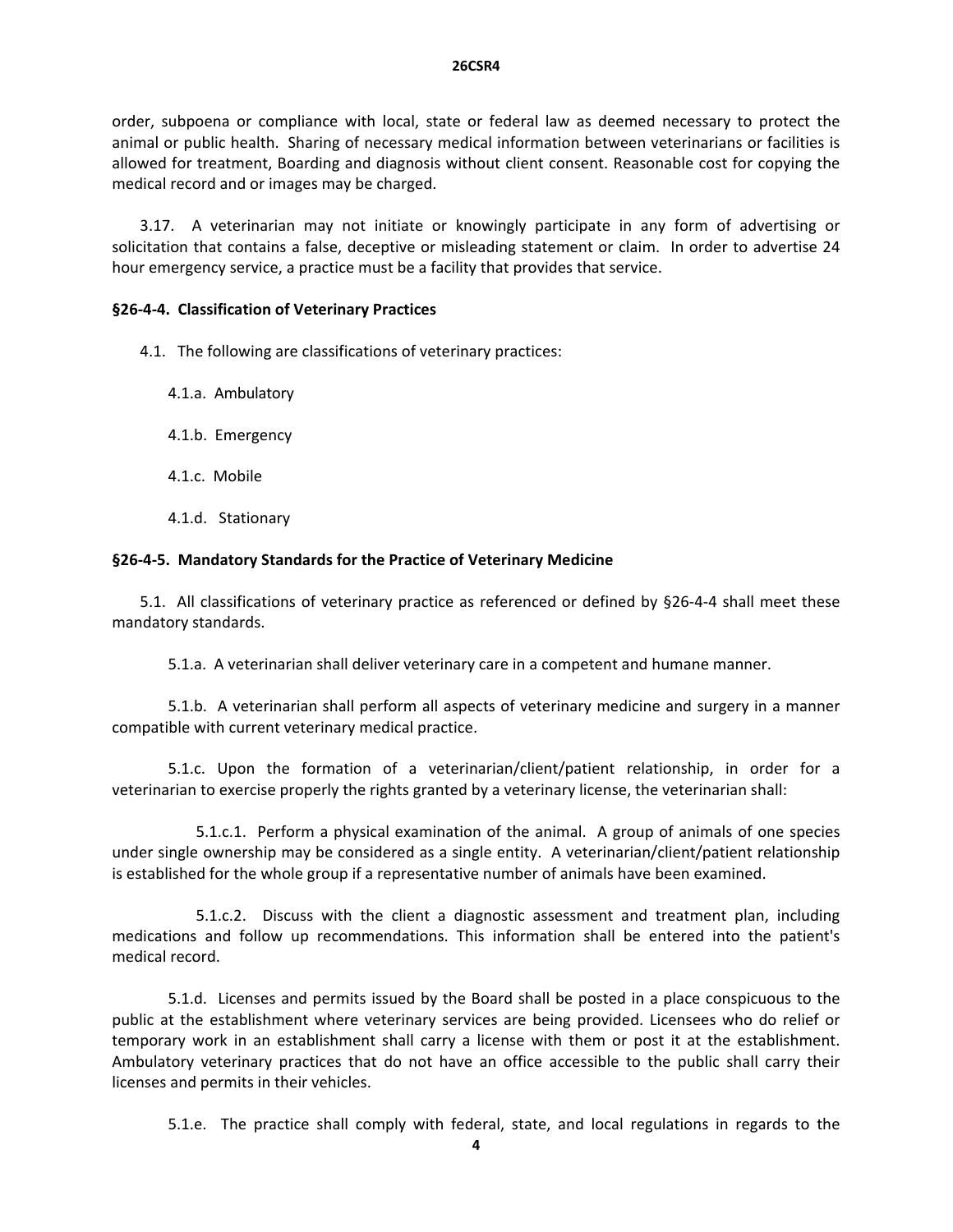order, subpoena or compliance with local, state or federal law as deemed necessary to protect the animal or public health. Sharing of necessary medical information between veterinarians or facilities is allowed for treatment, Boarding and diagnosis without client consent. Reasonable cost for copying the medical record and or images may be charged.

3.17. A veterinarian may not initiate or knowingly participate in any form of advertising or solicitation that contains a false, deceptive or misleading statement or claim. In order to advertise 24 hour emergency service, a practice must be a facility that provides that service.

**§26-4-4. Classification of Veterinary Practices**

4.1. The following are classifications of veterinary practices:

4.1.a. Ambulatory

4.1.b. Emergency

4.1.c. Mobile

4.1.d. Stationary

**§26-4-5. Mandatory Standards for the Practice of Veterinary Medicine**

5.1. All classifications of veterinary practice as referenced or defined by §26-4-4 shall meet these mandatory standards.

5.1.a. A veterinarian shall deliver veterinary care in a competent and humane manner.

5.1.b. A veterinarian shall perform all aspects of veterinary medicine and surgery in a manner compatible with current veterinary medical practice.

5.1.c. Upon the formation of a veterinarian/client/patient relationship, in order for a veterinarian to exercise properly the rights granted by a veterinary license, the veterinarian shall:

5.1.c.1. Perform a physical examination of the animal. A group of animals of one species under single ownership may be considered as a single entity. A veterinarian/client/patient relationship is established for the whole group if a representative number of animals have been examined.

5.1.c.2. Discuss with the client a diagnostic assessment and treatment plan, including medications and follow up recommendations. This information shall be entered into the patient's medical record.

5.1.d. Licenses and permits issued by the Board shall be posted in a place conspicuous to the public at the establishment where veterinary services are being provided. Licensees who do relief or temporary work in an establishment shall carry a license with them or post it at the establishment. Ambulatory veterinary practices that do not have an office accessible to the public shall carry their licenses and permits in their vehicles.

5.1.e. The practice shall comply with federal, state, and local regulations in regards to the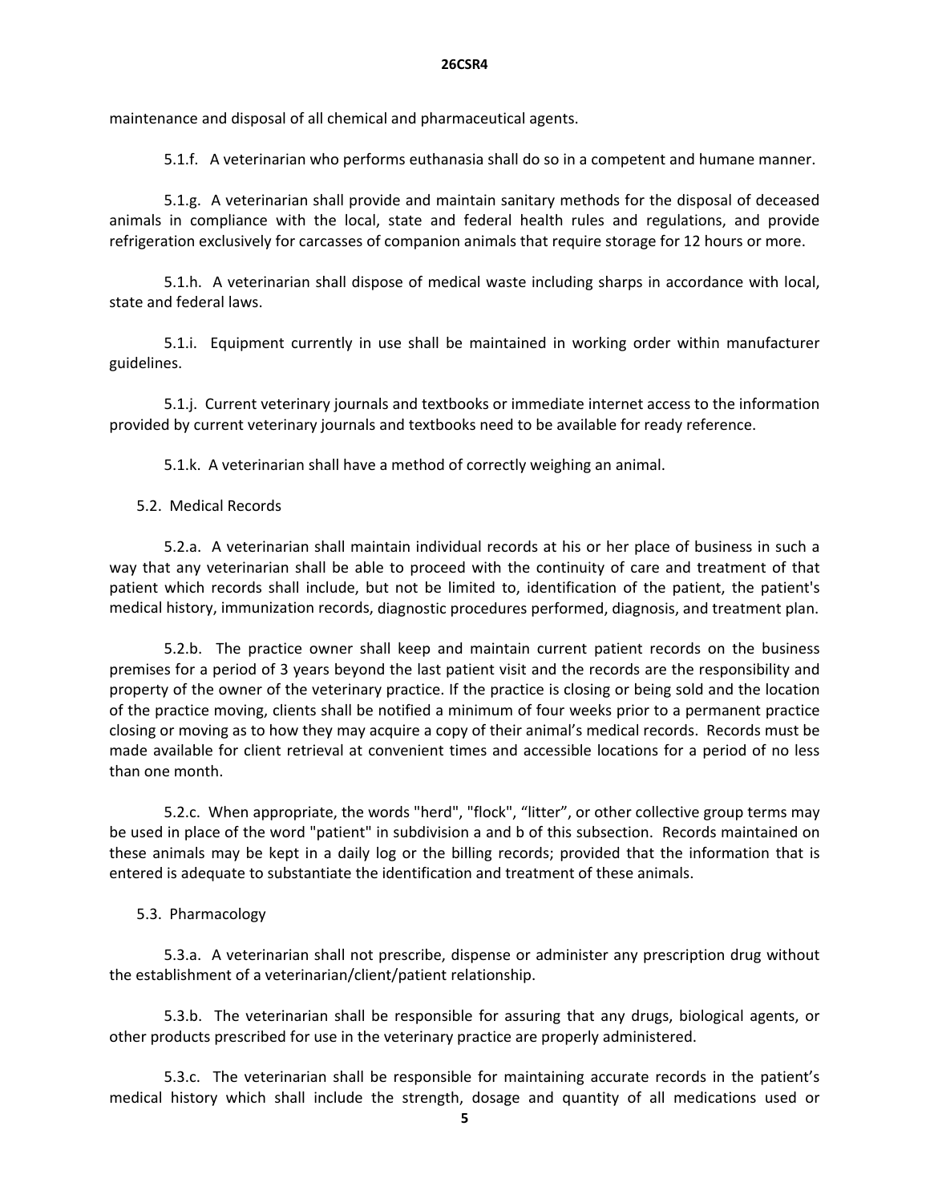maintenance and disposal of all chemical and pharmaceutical agents.

5.1.f. A veterinarian who performs euthanasia shall do so in a competent and humane manner.

5.1.g. A veterinarian shall provide and maintain sanitary methods for the disposal of deceased animals in compliance with the local, state and federal health rules and regulations, and provide refrigeration exclusively for carcasses of companion animals that require storage for 12 hours or more.

5.1.h. A veterinarian shall dispose of medical waste including sharps in accordance with local, state and federal laws.

5.1.i. Equipment currently in use shall be maintained in working order within manufacturer guidelines.

5.1.j. Current veterinary journals and textbooks or immediate internet access to the information provided by current veterinary journals and textbooks need to be available for ready reference.

5.1.k. A veterinarian shall have a method of correctly weighing an animal.

5.2. Medical Records

5.2.a. A veterinarian shall maintain individual records at his or her place of business in such a way that any veterinarian shall be able to proceed with the continuity of care and treatment of that patient which records shall include, but not be limited to, identification of the patient, the patient's medical history, immunization records, diagnostic procedures performed, diagnosis, and treatment plan.

5.2.b. The practice owner shall keep and maintain current patient records on the business premises for a period of 3 years beyond the last patient visit and the records are the responsibility and property of the owner of the veterinary practice. If the practice is closing or being sold and the location of the practice moving, clients shall be notified a minimum of four weeks prior to a permanent practice closing or moving as to how they may acquire a copy of their animal's medical records. Records must be made available for client retrieval at convenient times and accessible locations for a period of no less than one month.

5.2.c. When appropriate, the words "herd", "flock", "litter", or other collective group terms may be used in place of the word "patient" in subdivision a and b of this subsection. Records maintained on these animals may be kept in a daily log or the billing records; provided that the information that is entered is adequate to substantiate the identification and treatment of these animals.

5.3. Pharmacology

5.3.a. A veterinarian shall not prescribe, dispense or administer any prescription drug without the establishment of a veterinarian/client/patient relationship.

5.3.b. The veterinarian shall be responsible for assuring that any drugs, biological agents, or other products prescribed for use in the veterinary practice are properly administered.

5.3.c. The veterinarian shall be responsible for maintaining accurate records in the patient's medical history which shall include the strength, dosage and quantity of all medications used or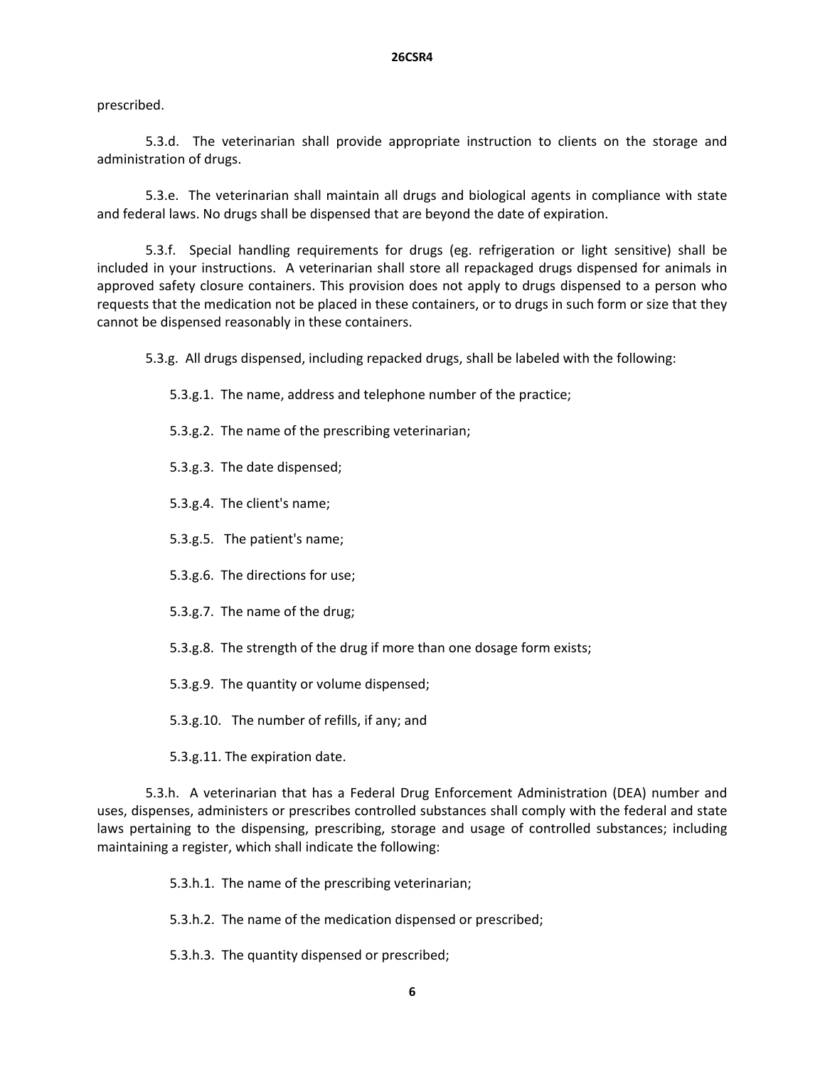prescribed.

5.3.d. The veterinarian shall provide appropriate instruction to clients on the storage and administration of drugs.

5.3.e. The veterinarian shall maintain all drugs and biological agents in compliance with state and federal laws. No drugs shall be dispensed that are beyond the date of expiration.

5.3.f. Special handling requirements for drugs (eg. refrigeration or light sensitive) shall be included in your instructions. A veterinarian shall store all repackaged drugs dispensed for animals in approved safety closure containers. This provision does not apply to drugs dispensed to a person who requests that the medication not be placed in these containers, or to drugs in such form or size that they cannot be dispensed reasonably in these containers.

5.3.g. All drugs dispensed, including repacked drugs, shall be labeled with the following:

5.3.g.1. The name, address and telephone number of the practice;

5.3.g.2. The name of the prescribing veterinarian;

5.3.g.3. The date dispensed;

5.3.g.4. The client's name;

5.3.g.5. The patient's name;

5.3.g.6. The directions for use;

5.3.g.7. The name of the drug;

5.3.g.8. The strength of the drug if more than one dosage form exists;

5.3.g.9. The quantity or volume dispensed;

5.3.g.10. The number of refills, if any; and

5.3.g.11. The expiration date.

5.3.h. A veterinarian that has a Federal Drug Enforcement Administration (DEA) number and uses, dispenses, administers or prescribes controlled substances shall comply with the federal and state laws pertaining to the dispensing, prescribing, storage and usage of controlled substances; including maintaining a register, which shall indicate the following:

5.3.h.1. The name of the prescribing veterinarian;

5.3.h.2. The name of the medication dispensed or prescribed;

5.3.h.3. The quantity dispensed or prescribed;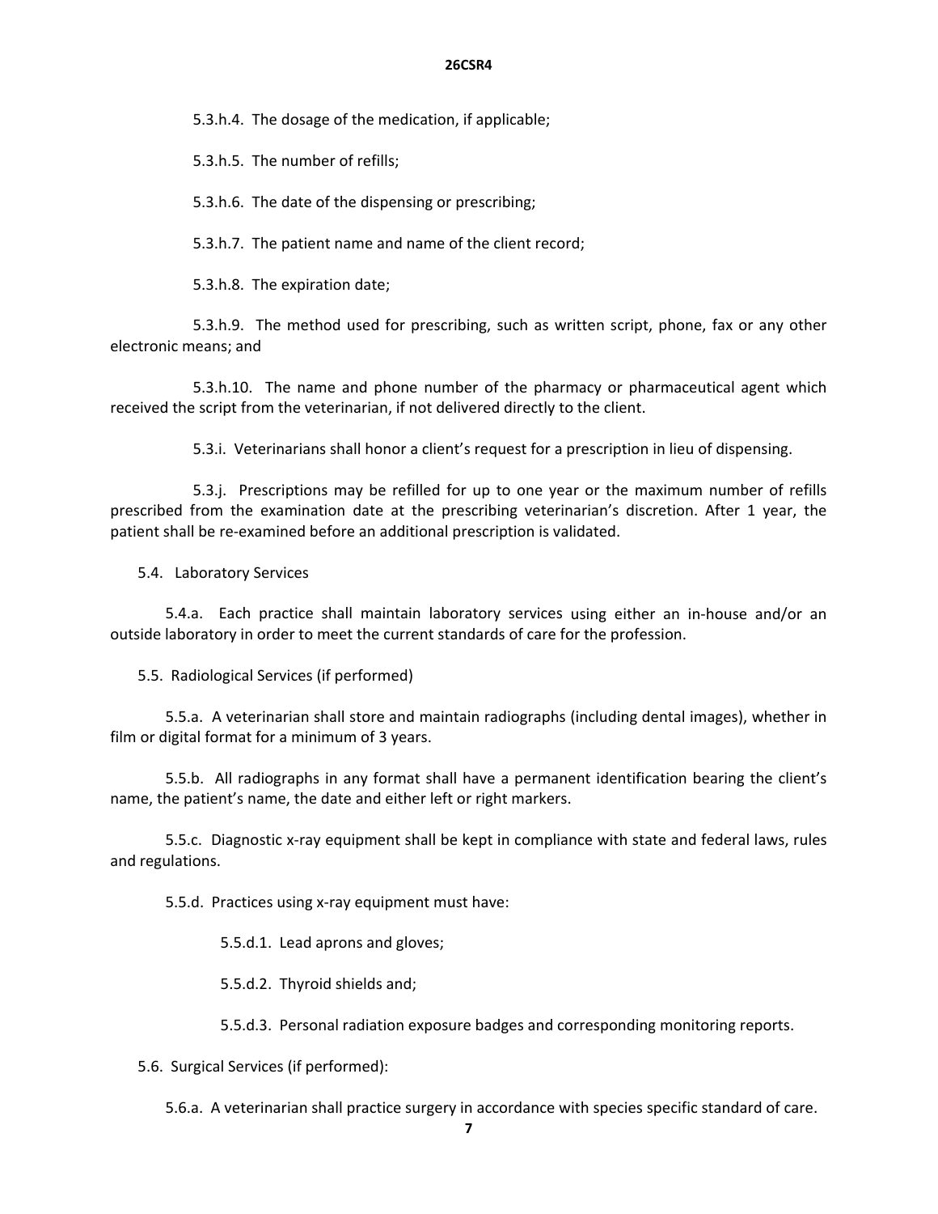5.3.h.4. The dosage of the medication, if applicable;

5.3.h.5. The number of refills;

5.3.h.6. The date of the dispensing or prescribing;

5.3.h.7. The patient name and name of the client record;

5.3.h.8. The expiration date;

5.3.h.9. The method used for prescribing, such as written script, phone, fax or any other electronic means; and

5.3.h.10. The name and phone number of the pharmacy or pharmaceutical agent which received the script from the veterinarian, if not delivered directly to the client.

5.3.i. Veterinarians shall honor a client's request for a prescription in lieu of dispensing.

5.3.j. Prescriptions may be refilled for up to one year or the maximum number of refills prescribed from the examination date at the prescribing veterinarian's discretion. After 1 year, the patient shall be re-examined before an additional prescription is validated.

5.4. Laboratory Services

5.4.a. Each practice shall maintain laboratory services using either an in-house and/or an outside laboratory in order to meet the current standards of care for the profession.

5.5. Radiological Services (if performed)

5.5.a. A veterinarian shall store and maintain radiographs (including dental images), whether in film or digital format for a minimum of 3 years.

5.5.b. All radiographs in any format shall have a permanent identification bearing the client's name, the patient's name, the date and either left or right markers.

5.5.c. Diagnostic x-ray equipment shall be kept in compliance with state and federal laws, rules and regulations.

5.5.d. Practices using x-ray equipment must have:

5.5.d.1. Lead aprons and gloves;

5.5.d.2. Thyroid shields and;

5.5.d.3. Personal radiation exposure badges and corresponding monitoring reports.

5.6. Surgical Services (if performed):

5.6.a. A veterinarian shall practice surgery in accordance with species specific standard of care.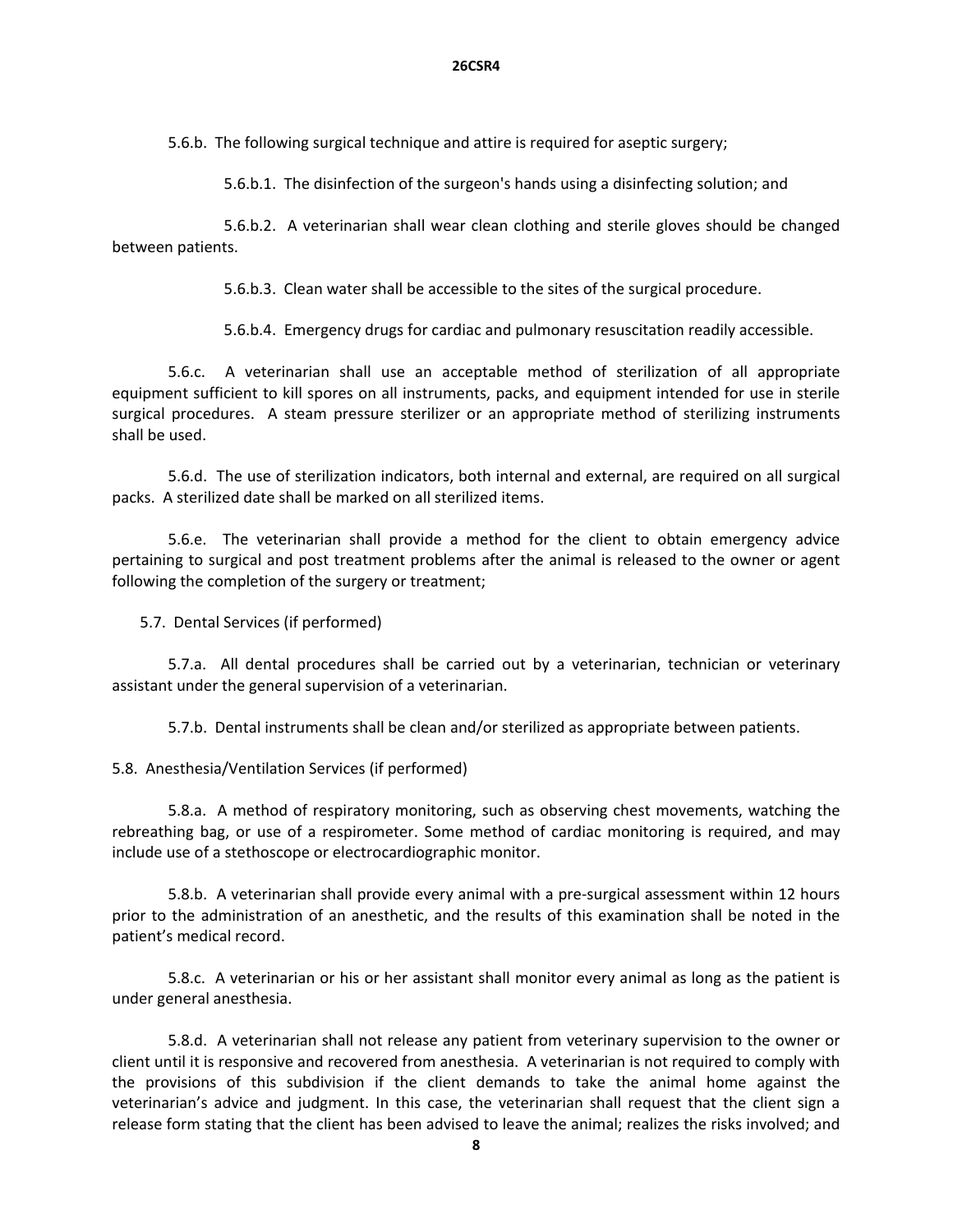5.6.b. The following surgical technique and attire is required for aseptic surgery;

5.6.b.1. The disinfection of the surgeon's hands using a disinfecting solution; and

5.6.b.2. A veterinarian shall wear clean clothing and sterile gloves should be changed between patients.

5.6.b.3. Clean water shall be accessible to the sites of the surgical procedure.

5.6.b.4. Emergency drugs for cardiac and pulmonary resuscitation readily accessible.

5.6.c. A veterinarian shall use an acceptable method of sterilization of all appropriate equipment sufficient to kill spores on all instruments, packs, and equipment intended for use in sterile surgical procedures. A steam pressure sterilizer or an appropriate method of sterilizing instruments shall be used.

5.6.d. The use of sterilization indicators, both internal and external, are required on all surgical packs. A sterilized date shall be marked on all sterilized items.

5.6.e. The veterinarian shall provide a method for the client to obtain emergency advice pertaining to surgical and post treatment problems after the animal is released to the owner or agent following the completion of the surgery or treatment;

5.7. Dental Services (if performed)

5.7.a. All dental procedures shall be carried out by a veterinarian, technician or veterinary assistant under the general supervision of a veterinarian.

5.7.b. Dental instruments shall be clean and/or sterilized as appropriate between patients.

5.8. Anesthesia/Ventilation Services (if performed)

5.8.a. A method of respiratory monitoring, such as observing chest movements, watching the rebreathing bag, or use of a respirometer. Some method of cardiac monitoring is required, and may include use of a stethoscope or electrocardiographic monitor.

5.8.b. A veterinarian shall provide every animal with a pre-surgical assessment within 12 hours prior to the administration of an anesthetic, and the results of this examination shall be noted in the patient's medical record.

5.8.c. A veterinarian or his or her assistant shall monitor every animal as long as the patient is under general anesthesia.

5.8.d. A veterinarian shall not release any patient from veterinary supervision to the owner or client until it is responsive and recovered from anesthesia. A veterinarian is not required to comply with the provisions of this subdivision if the client demands to take the animal home against the veterinarian's advice and judgment. In this case, the veterinarian shall request that the client sign a release form stating that the client has been advised to leave the animal; realizes the risks involved; and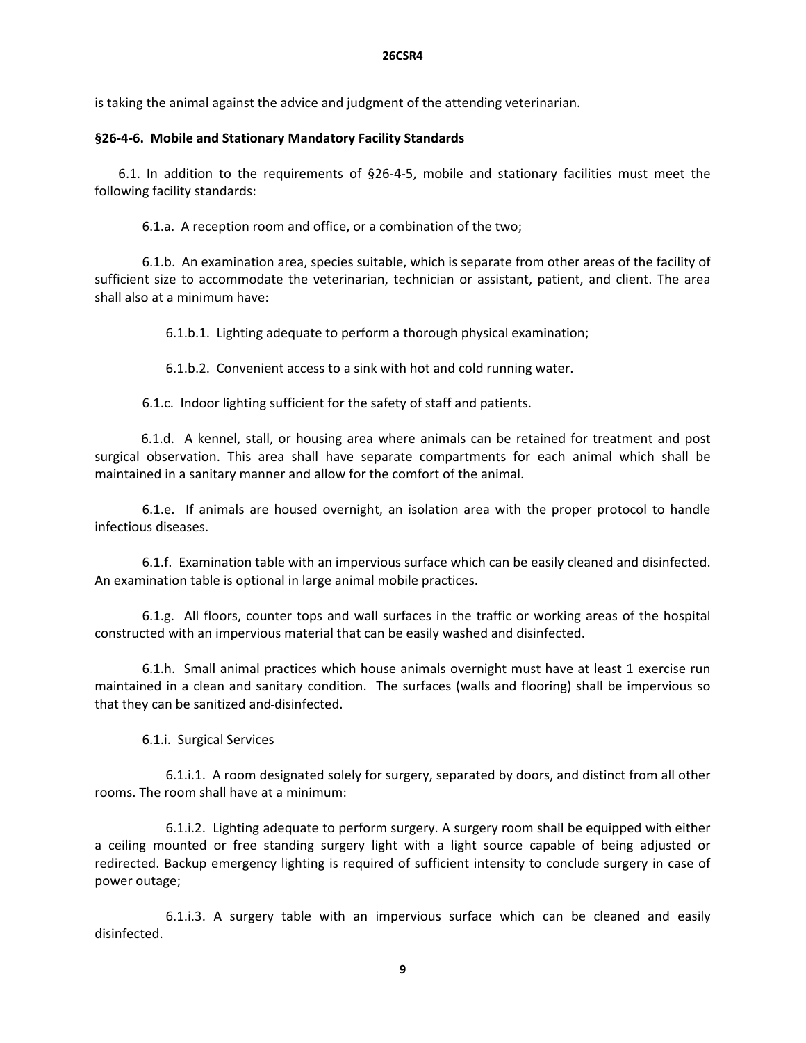is taking the animal against the advice and judgment of the attending veterinarian.

**§26-4-6. Mobile and Stationary Mandatory Facility Standards**

6.1. In addition to the requirements of §26-4-5, mobile and stationary facilities must meet the following facility standards:

6.1.a. A reception room and office, or a combination of the two;

6.1.b. An examination area, species suitable, which is separate from other areas of the facility of sufficient size to accommodate the veterinarian, technician or assistant, patient, and client. The area shall also at a minimum have:

6.1.b.1. Lighting adequate to perform a thorough physical examination;

6.1.b.2. Convenient access to a sink with hot and cold running water.

6.1.c. Indoor lighting sufficient for the safety of staff and patients.

6.1.d. A kennel, stall, or housing area where animals can be retained for treatment and post surgical observation. This area shall have separate compartments for each animal which shall be maintained in a sanitary manner and allow for the comfort of the animal.

6.1.e. If animals are housed overnight, an isolation area with the proper protocol to handle infectious diseases.

6.1.f. Examination table with an impervious surface which can be easily cleaned and disinfected. An examination table is optional in large animal mobile practices.

6.1.g. All floors, counter tops and wall surfaces in the traffic or working areas of the hospital constructed with an impervious material that can be easily washed and disinfected.

6.1.h. Small animal practices which house animals overnight must have at least 1 exercise run maintained in a clean and sanitary condition. The surfaces (walls and flooring) shall be impervious so that they can be sanitized and disinfected.

6.1.i. Surgical Services

6.1.i.1. A room designated solely for surgery, separated by doors, and distinct from all other rooms. The room shall have at a minimum:

6.1.i.2. Lighting adequate to perform surgery. A surgery room shall be equipped with either a ceiling mounted or free standing surgery light with a light source capable of being adjusted or redirected. Backup emergency lighting is required of sufficient intensity to conclude surgery in case of power outage;

6.1.i.3. A surgery table with an impervious surface which can be cleaned and easily disinfected.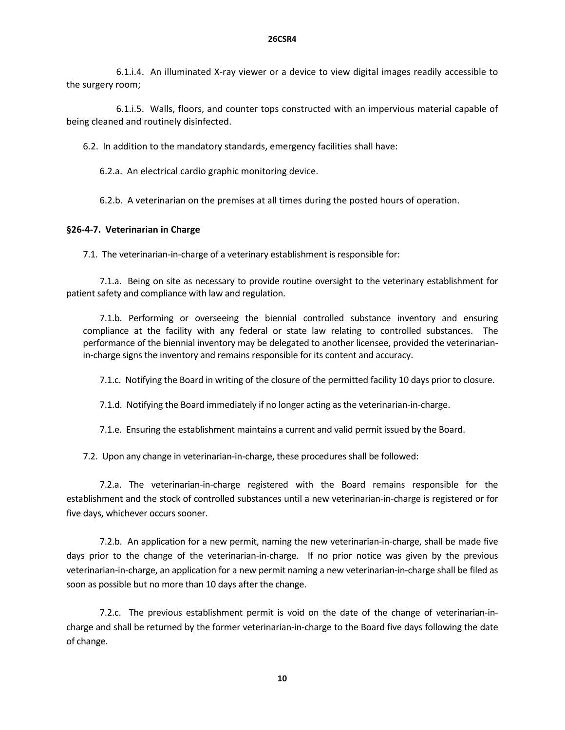6.1.i.4. An illuminated X-ray viewer or a device to view digital images readily accessible to the surgery room;

6.1.i.5. Walls, floors, and counter tops constructed with an impervious material capable of being cleaned and routinely disinfected.

6.2. In addition to the mandatory standards, emergency facilities shall have:

6.2.a. An electrical cardio graphic monitoring device.

6.2.b. A veterinarian on the premises at all times during the posted hours of operation.

**§26-4-7. Veterinarian in Charge**

7.1. The veterinarian-in-charge of a veterinary establishment is responsible for:

7.1.a. Being on site as necessary to provide routine oversight to the veterinary establishment for patient safety and compliance with law and regulation.

7.1.b. Performing or overseeing the biennial controlled substance inventory and ensuring compliance at the facility with any federal or state law relating to controlled substances. The performance of the biennial inventory may be delegated to another licensee, provided the veterinarian-in-charge signs the inventory and remains responsible for its content and accuracy.

7.1.c. Notifying the Board in writing of the closure of the permitted facility 10 days prior to closure.

7.1.d. Notifying the Board immediately if no longer acting as the veterinarian-in-charge.

7.1.e. Ensuring the establishment maintains a current and valid permit issued by the Board.

7.2. Upon any change in veterinarian-in-charge, these procedures shall be followed:

7.2.a. The veterinarian-in-charge registered with the Board remains responsible for the establishment and the stock of controlled substances until a new veterinarian-in-charge is registered or for five days, whichever occurs sooner.

7.2.b. An application for a new permit, naming the new veterinarian-in-charge, shall be made five days prior to the change of the veterinarian-in-charge. If no prior notice was given by the previous veterinarian-in-charge, an application for a new permit naming a new veterinarian-in-charge shall be filed as soon as possible but no more than 10 days after the change.

7.2.c. The previous establishment permit is void on the date of the change of veterinarian-in-charge and shall be returned by the former veterinarian-in-charge to the Board five days following the date of change.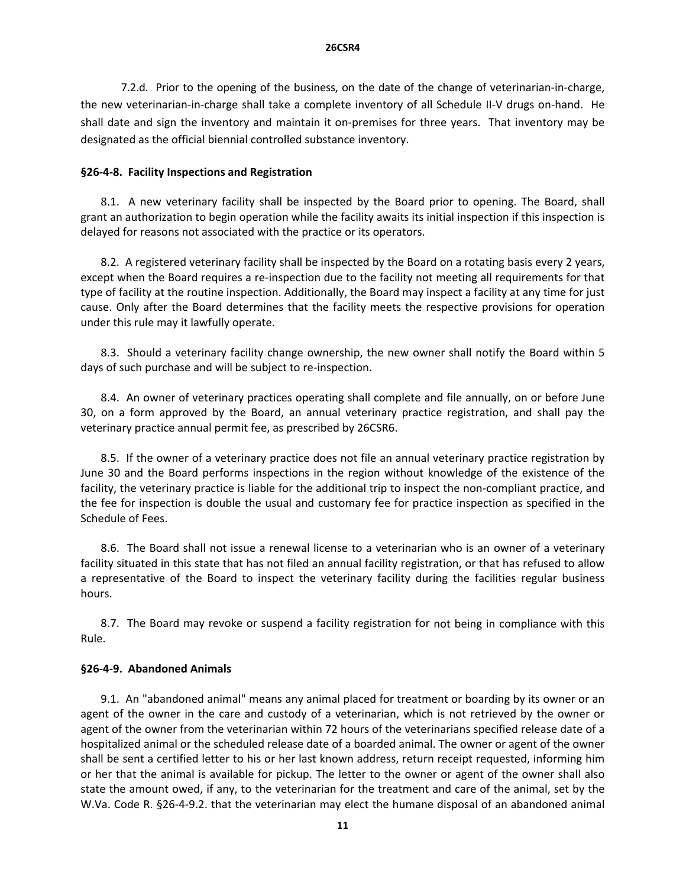7.2.d. Prior to the opening of the business, on the date of the change of veterinarian-in-charge, the new veterinarian-in-charge shall take a complete inventory of all Schedule II-V drugs on-hand. He shall date and sign the inventory and maintain it on-premises for three years. That inventory may be designated as the official biennial controlled substance inventory.

**§26-4-8. Facility Inspections and Registration**

8.1. A new veterinary facility shall be inspected by the Board prior to opening. The Board, shall grant an authorization to begin operation while the facility awaits its initial inspection if this inspection is delayed for reasons not associated with the practice or its operators.

8.2. A registered veterinary facility shall be inspected by the Board on a rotating basis every 2 years, except when the Board requires a re-inspection due to the facility not meeting all requirements for that type of facility at the routine inspection. Additionally, the Board may inspect a facility at any time for just cause. Only after the Board determines that the facility meets the respective provisions for operation under this rule may it lawfully operate.

8.3. Should a veterinary facility change ownership, the new owner shall notify the Board within 5 days of such purchase and will be subject to re-inspection.

8.4. An owner of veterinary practices operating shall complete and file annually, on or before June 30, on a form approved by the Board, an annual veterinary practice registration, and shall pay the veterinary practice annual permit fee, as prescribed by 26CSR6.

8.5. If the owner of a veterinary practice does not file an annual veterinary practice registration by June 30 and the Board performs inspections in the region without knowledge of the existence of the facility, the veterinary practice is liable for the additional trip to inspect the non-compliant practice, and the fee for inspection is double the usual and customary fee for practice inspection as specified in the Schedule of Fees.

8.6. The Board shall not issue a renewal license to a veterinarian who is an owner of a veterinary facility situated in this state that has not filed an annual facility registration, or that has refused to allow a representative of the Board to inspect the veterinary facility during the facilities regular business hours.

8.7. The Board may revoke or suspend a facility registration for not being in compliance with this Rule.

**§26-4-9. Abandoned Animals**

9.1. An "abandoned animal" means any animal placed for treatment or boarding by its owner or an agent of the owner in the care and custody of a veterinarian, which is not retrieved by the owner or agent of the owner from the veterinarian within 72 hours of the veterinarians specified release date of a hospitalized animal or the scheduled release date of a boarded animal. The owner or agent of the owner shall be sent a certified letter to his or her last known address, return receipt requested, informing him or her that the animal is available for pickup. The letter to the owner or agent of the owner shall also state the amount owed, if any, to the veterinarian for the treatment and care of the animal, set by the W.Va. Code R. §26-4-9.2. that the veterinarian may elect the humane disposal of an abandoned animal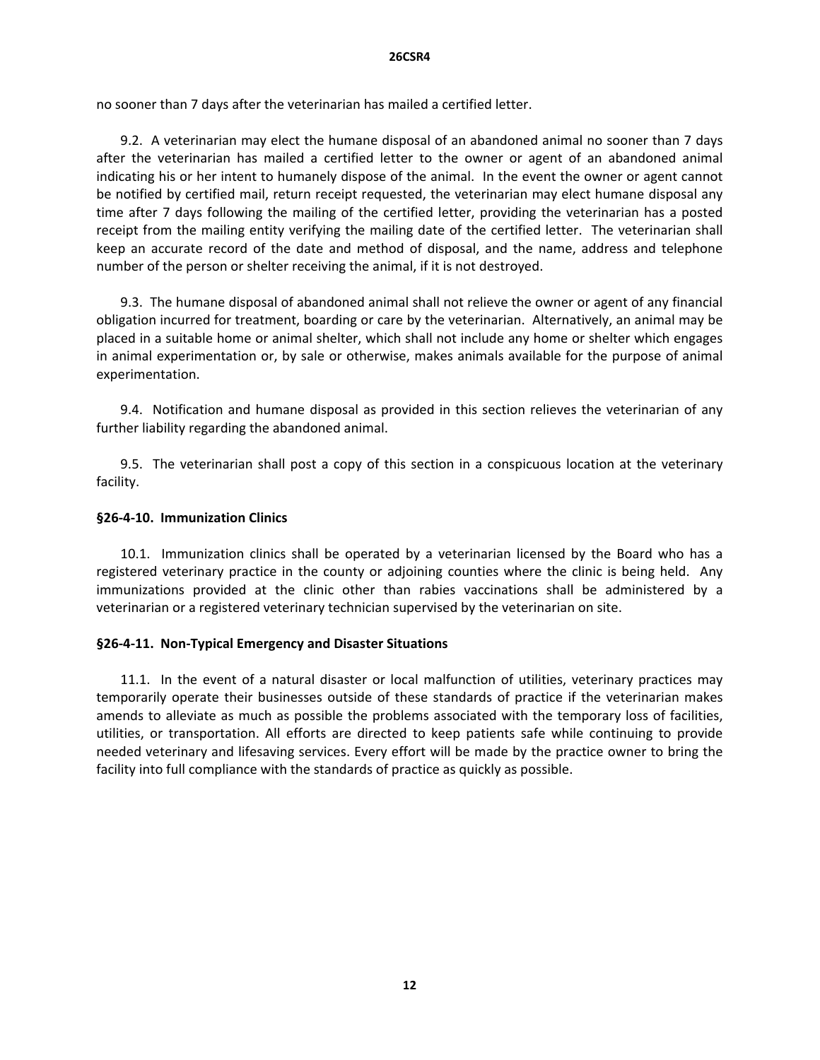no sooner than 7 days after the veterinarian has mailed a certified letter.

9.2. A veterinarian may elect the humane disposal of an abandoned animal no sooner than 7 days after the veterinarian has mailed a certified letter to the owner or agent of an abandoned animal indicating his or her intent to humanely dispose of the animal. In the event the owner or agent cannot be notified by certified mail, return receipt requested, the veterinarian may elect humane disposal any time after 7 days following the mailing of the certified letter, providing the veterinarian has a posted receipt from the mailing entity verifying the mailing date of the certified letter. The veterinarian shall keep an accurate record of the date and method of disposal, and the name, address and telephone number of the person or shelter receiving the animal, if it is not destroyed.

9.3. The humane disposal of abandoned animal shall not relieve the owner or agent of any financial obligation incurred for treatment, boarding or care by the veterinarian. Alternatively, an animal may be placed in a suitable home or animal shelter, which shall not include any home or shelter which engages in animal experimentation or, by sale or otherwise, makes animals available for the purpose of animal experimentation.

9.4. Notification and humane disposal as provided in this section relieves the veterinarian of any further liability regarding the abandoned animal.

9.5. The veterinarian shall post a copy of this section in a conspicuous location at the veterinary facility.

### §26-4-10. Immunization Clinics

10.1. Immunization clinics shall be operated by a veterinarian licensed by the Board who has a registered veterinary practice in the county or adjoining counties where the clinic is being held. Any immunizations provided at the clinic other than rabies vaccinations shall be administered by a veterinarian or a registered veterinary technician supervised by the veterinarian on site.

### §26-4-11. Non-Typical Emergency and Disaster Situations

11.1. In the event of a natural disaster or local malfunction of utilities, veterinary practices may temporarily operate their businesses outside of these standards of practice if the veterinarian makes amends to alleviate as much as possible the problems associated with the temporary loss of facilities, utilities, or transportation. All efforts are directed to keep patients safe while continuing to provide needed veterinary and lifesaving services. Every effort will be made by the practice owner to bring the facility into full compliance with the standards of practice as quickly as possible.